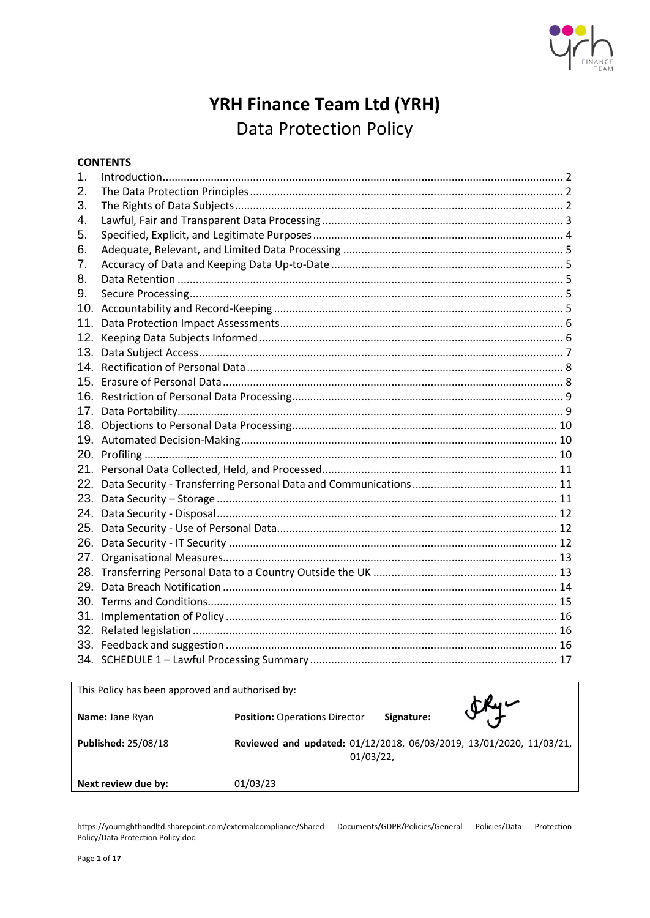# YRH Finance Team Ltd (YRH)

## Data Protection Policy

**CONTENTS**

1. Introduction .......... 2
2. The Data Protection Principles .......... 2
3. The Rights of Data Subjects .......... 2
4. Lawful, Fair and Transparent Data Processing .......... 3
5. Specified, Explicit, and Legitimate Purposes .......... 4
6. Adequate, Relevant, and Limited Data Processing .......... 5
7. Accuracy of Data and Keeping Data Up-to-Date .......... 5
8. Data Retention .......... 5
9. Secure Processing .......... 5
10. Accountability and Record-Keeping .......... 5
11. Data Protection Impact Assessments .......... 6
12. Keeping Data Subjects Informed .......... 6
13. Data Subject Access .......... 7
14. Rectification of Personal Data .......... 8
15. Erasure of Personal Data .......... 8
16. Restriction of Personal Data Processing .......... 9
17. Data Portability .......... 9
18. Objections to Personal Data Processing .......... 10
19. Automated Decision-Making .......... 10
20. Profiling .......... 10
21. Personal Data Collected, Held, and Processed .......... 11
22. Data Security - Transferring Personal Data and Communications .......... 11
23. Data Security – Storage .......... 11
24. Data Security - Disposal .......... 12
25. Data Security - Use of Personal Data .......... 12
26. Data Security - IT Security .......... 12
27. Organisational Measures .......... 13
28. Transferring Personal Data to a Country Outside the UK .......... 13
29. Data Breach Notification .......... 14
30. Terms and Conditions .......... 15
31. Implementation of Policy .......... 16
32. Related legislation .......... 16
33. Feedback and suggestion .......... 16
34. SCHEDULE 1 – Lawful Processing Summary .......... 17

| This Policy has been approved and authorised by: | | |
|---|---|---|
| **Name:** Jane Ryan | **Position:** Operations Director | **Signature:** [signature] |
| **Published:** 25/08/18 | **Reviewed and updated:** 01/12/2018, 06/03/2019, 13/01/2020, 11/03/21, 01/03/22, | |
| **Next review due by:** | 01/03/23 | |

https://yourrighthandltd.sharepoint.com/externalcompliance/Shared Documents/GDPR/Policies/General Policies/Data Protection Policy/Data Protection Policy.doc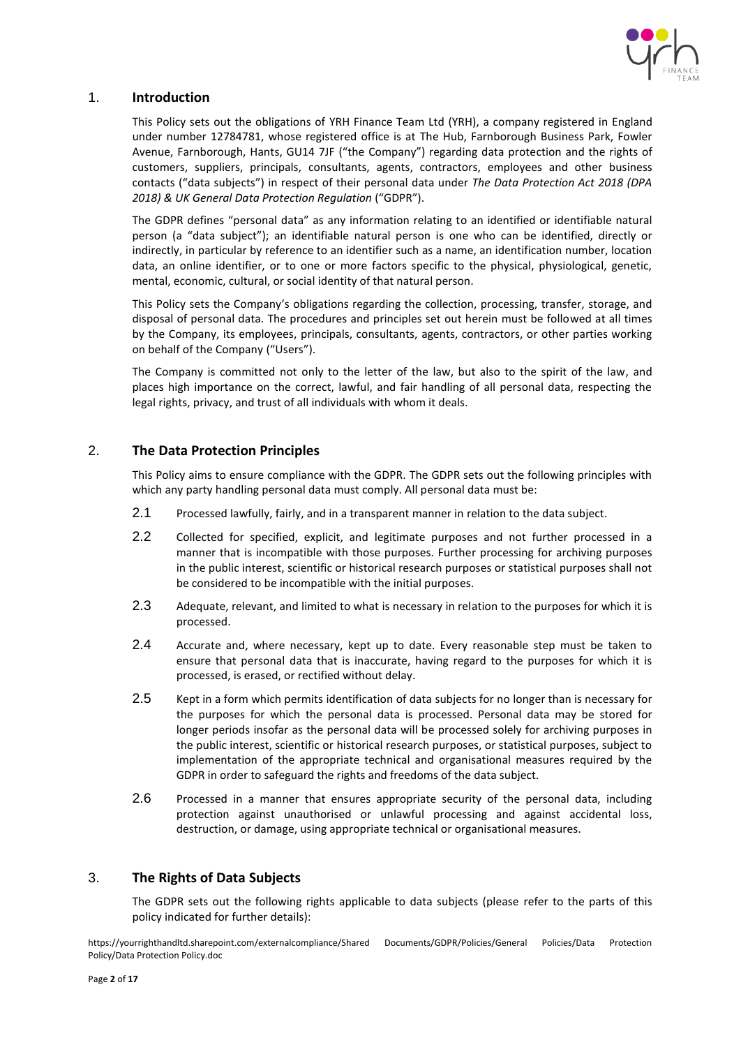## 1. Introduction

This Policy sets out the obligations of YRH Finance Team Ltd (YRH), a company registered in England under number 12784781, whose registered office is at The Hub, Farnborough Business Park, Fowler Avenue, Farnborough, Hants, GU14 7JF ("the Company") regarding data protection and the rights of customers, suppliers, principals, consultants, agents, contractors, employees and other business contacts ("data subjects") in respect of their personal data under *The Data Protection Act 2018 (DPA 2018) & UK General Data Protection Regulation* ("GDPR").

The GDPR defines "personal data" as any information relating to an identified or identifiable natural person (a "data subject"); an identifiable natural person is one who can be identified, directly or indirectly, in particular by reference to an identifier such as a name, an identification number, location data, an online identifier, or to one or more factors specific to the physical, physiological, genetic, mental, economic, cultural, or social identity of that natural person.

This Policy sets the Company's obligations regarding the collection, processing, transfer, storage, and disposal of personal data. The procedures and principles set out herein must be followed at all times by the Company, its employees, principals, consultants, agents, contractors, or other parties working on behalf of the Company ("Users").

The Company is committed not only to the letter of the law, but also to the spirit of the law, and places high importance on the correct, lawful, and fair handling of all personal data, respecting the legal rights, privacy, and trust of all individuals with whom it deals.

## 2. The Data Protection Principles

This Policy aims to ensure compliance with the GDPR. The GDPR sets out the following principles with which any party handling personal data must comply. All personal data must be:

2.1 Processed lawfully, fairly, and in a transparent manner in relation to the data subject.

2.2 Collected for specified, explicit, and legitimate purposes and not further processed in a manner that is incompatible with those purposes. Further processing for archiving purposes in the public interest, scientific or historical research purposes or statistical purposes shall not be considered to be incompatible with the initial purposes.

2.3 Adequate, relevant, and limited to what is necessary in relation to the purposes for which it is processed.

2.4 Accurate and, where necessary, kept up to date. Every reasonable step must be taken to ensure that personal data that is inaccurate, having regard to the purposes for which it is processed, is erased, or rectified without delay.

2.5 Kept in a form which permits identification of data subjects for no longer than is necessary for the purposes for which the personal data is processed. Personal data may be stored for longer periods insofar as the personal data will be processed solely for archiving purposes in the public interest, scientific or historical research purposes, or statistical purposes, subject to implementation of the appropriate technical and organisational measures required by the GDPR in order to safeguard the rights and freedoms of the data subject.

2.6 Processed in a manner that ensures appropriate security of the personal data, including protection against unauthorised or unlawful processing and against accidental loss, destruction, or damage, using appropriate technical or organisational measures.

## 3. The Rights of Data Subjects

The GDPR sets out the following rights applicable to data subjects (please refer to the parts of this policy indicated for further details):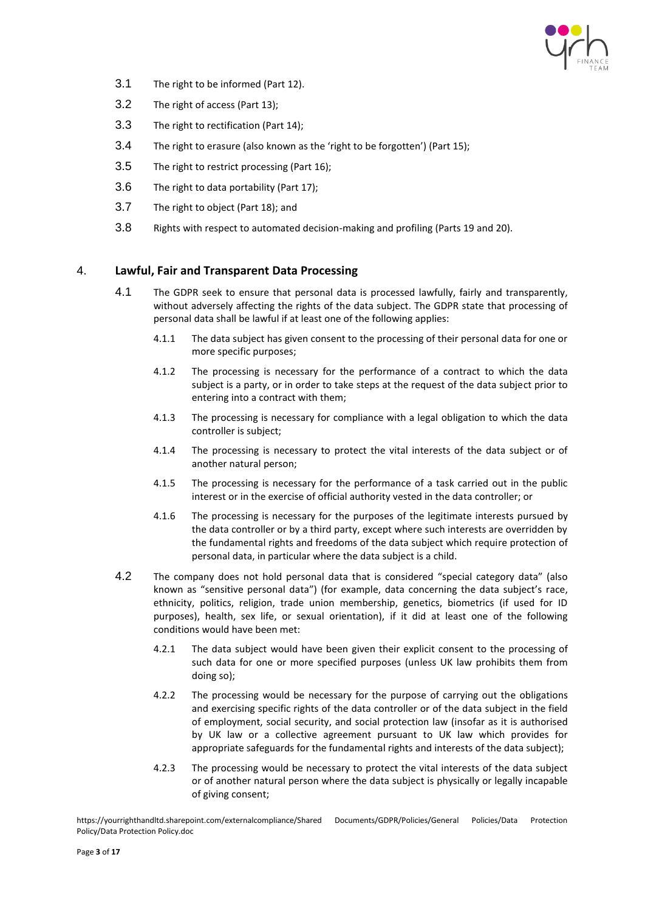3.1 The right to be informed (Part 12).

3.2 The right of access (Part 13);

3.3 The right to rectification (Part 14);

3.4 The right to erasure (also known as the 'right to be forgotten') (Part 15);

3.5 The right to restrict processing (Part 16);

3.6 The right to data portability (Part 17);

3.7 The right to object (Part 18); and

3.8 Rights with respect to automated decision-making and profiling (Parts 19 and 20).

## 4. Lawful, Fair and Transparent Data Processing

4.1 The GDPR seek to ensure that personal data is processed lawfully, fairly and transparently, without adversely affecting the rights of the data subject. The GDPR state that processing of personal data shall be lawful if at least one of the following applies:

4.1.1 The data subject has given consent to the processing of their personal data for one or more specific purposes;

4.1.2 The processing is necessary for the performance of a contract to which the data subject is a party, or in order to take steps at the request of the data subject prior to entering into a contract with them;

4.1.3 The processing is necessary for compliance with a legal obligation to which the data controller is subject;

4.1.4 The processing is necessary to protect the vital interests of the data subject or of another natural person;

4.1.5 The processing is necessary for the performance of a task carried out in the public interest or in the exercise of official authority vested in the data controller; or

4.1.6 The processing is necessary for the purposes of the legitimate interests pursued by the data controller or by a third party, except where such interests are overridden by the fundamental rights and freedoms of the data subject which require protection of personal data, in particular where the data subject is a child.

4.2 The company does not hold personal data that is considered "special category data" (also known as "sensitive personal data") (for example, data concerning the data subject's race, ethnicity, politics, religion, trade union membership, genetics, biometrics (if used for ID purposes), health, sex life, or sexual orientation), if it did at least one of the following conditions would have been met:

4.2.1 The data subject would have been given their explicit consent to the processing of such data for one or more specified purposes (unless UK law prohibits them from doing so);

4.2.2 The processing would be necessary for the purpose of carrying out the obligations and exercising specific rights of the data controller or of the data subject in the field of employment, social security, and social protection law (insofar as it is authorised by UK law or a collective agreement pursuant to UK law which provides for appropriate safeguards for the fundamental rights and interests of the data subject);

4.2.3 The processing would be necessary to protect the vital interests of the data subject or of another natural person where the data subject is physically or legally incapable of giving consent;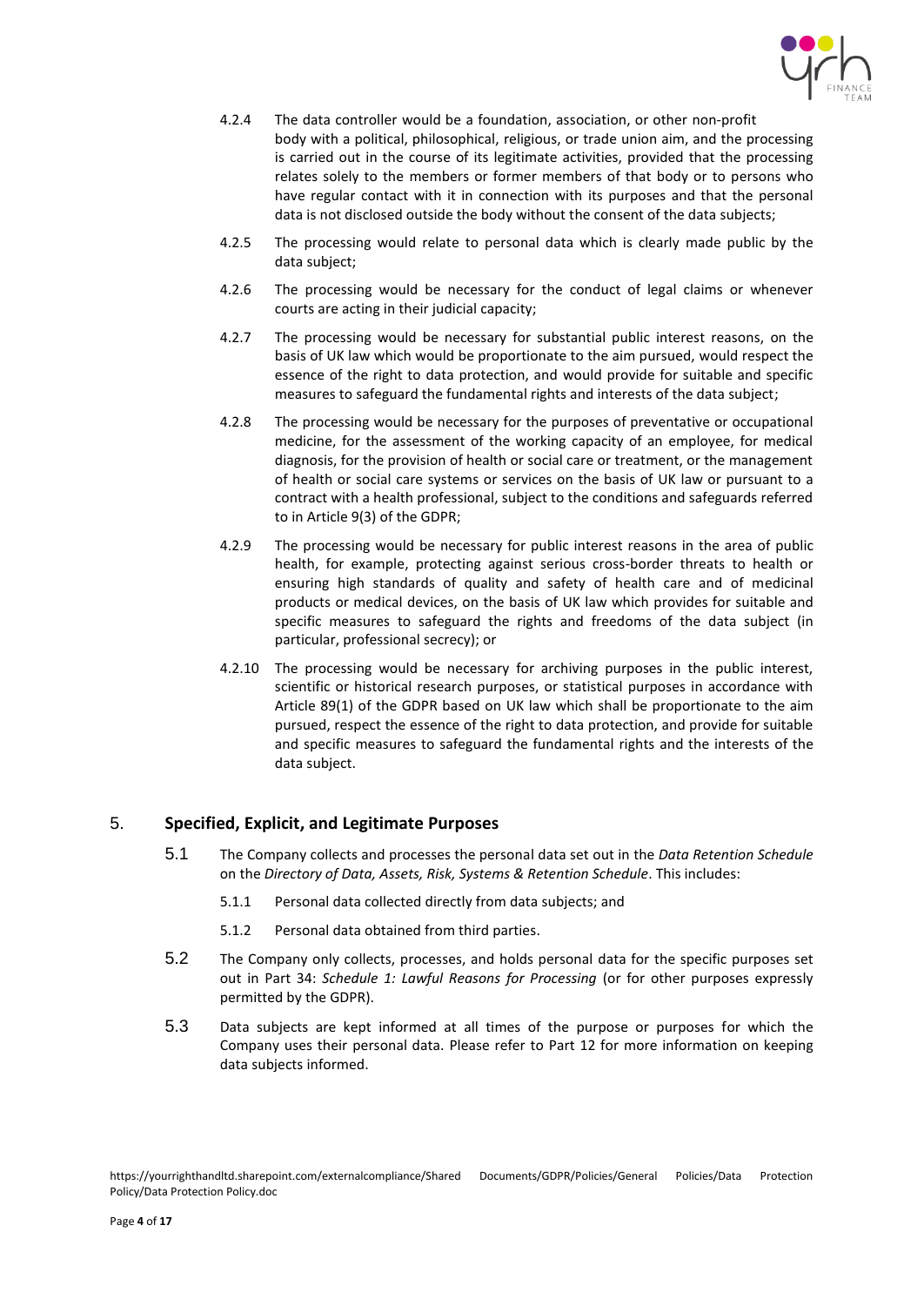4.2.4 The data controller would be a foundation, association, or other non-profit body with a political, philosophical, religious, or trade union aim, and the processing is carried out in the course of its legitimate activities, provided that the processing relates solely to the members or former members of that body or to persons who have regular contact with it in connection with its purposes and that the personal data is not disclosed outside the body without the consent of the data subjects;

4.2.5 The processing would relate to personal data which is clearly made public by the data subject;

4.2.6 The processing would be necessary for the conduct of legal claims or whenever courts are acting in their judicial capacity;

4.2.7 The processing would be necessary for substantial public interest reasons, on the basis of UK law which would be proportionate to the aim pursued, would respect the essence of the right to data protection, and would provide for suitable and specific measures to safeguard the fundamental rights and interests of the data subject;

4.2.8 The processing would be necessary for the purposes of preventative or occupational medicine, for the assessment of the working capacity of an employee, for medical diagnosis, for the provision of health or social care or treatment, or the management of health or social care systems or services on the basis of UK law or pursuant to a contract with a health professional, subject to the conditions and safeguards referred to in Article 9(3) of the GDPR;

4.2.9 The processing would be necessary for public interest reasons in the area of public health, for example, protecting against serious cross-border threats to health or ensuring high standards of quality and safety of health care and of medicinal products or medical devices, on the basis of UK law which provides for suitable and specific measures to safeguard the rights and freedoms of the data subject (in particular, professional secrecy); or

4.2.10 The processing would be necessary for archiving purposes in the public interest, scientific or historical research purposes, or statistical purposes in accordance with Article 89(1) of the GDPR based on UK law which shall be proportionate to the aim pursued, respect the essence of the right to data protection, and provide for suitable and specific measures to safeguard the fundamental rights and the interests of the data subject.

## 5. Specified, Explicit, and Legitimate Purposes

5.1 The Company collects and processes the personal data set out in the *Data Retention Schedule* on the *Directory of Data, Assets, Risk, Systems & Retention Schedule*. This includes:

5.1.1 Personal data collected directly from data subjects; and

5.1.2 Personal data obtained from third parties.

5.2 The Company only collects, processes, and holds personal data for the specific purposes set out in Part 34: *Schedule 1: Lawful Reasons for Processing* (or for other purposes expressly permitted by the GDPR).

5.3 Data subjects are kept informed at all times of the purpose or purposes for which the Company uses their personal data. Please refer to Part 12 for more information on keeping data subjects informed.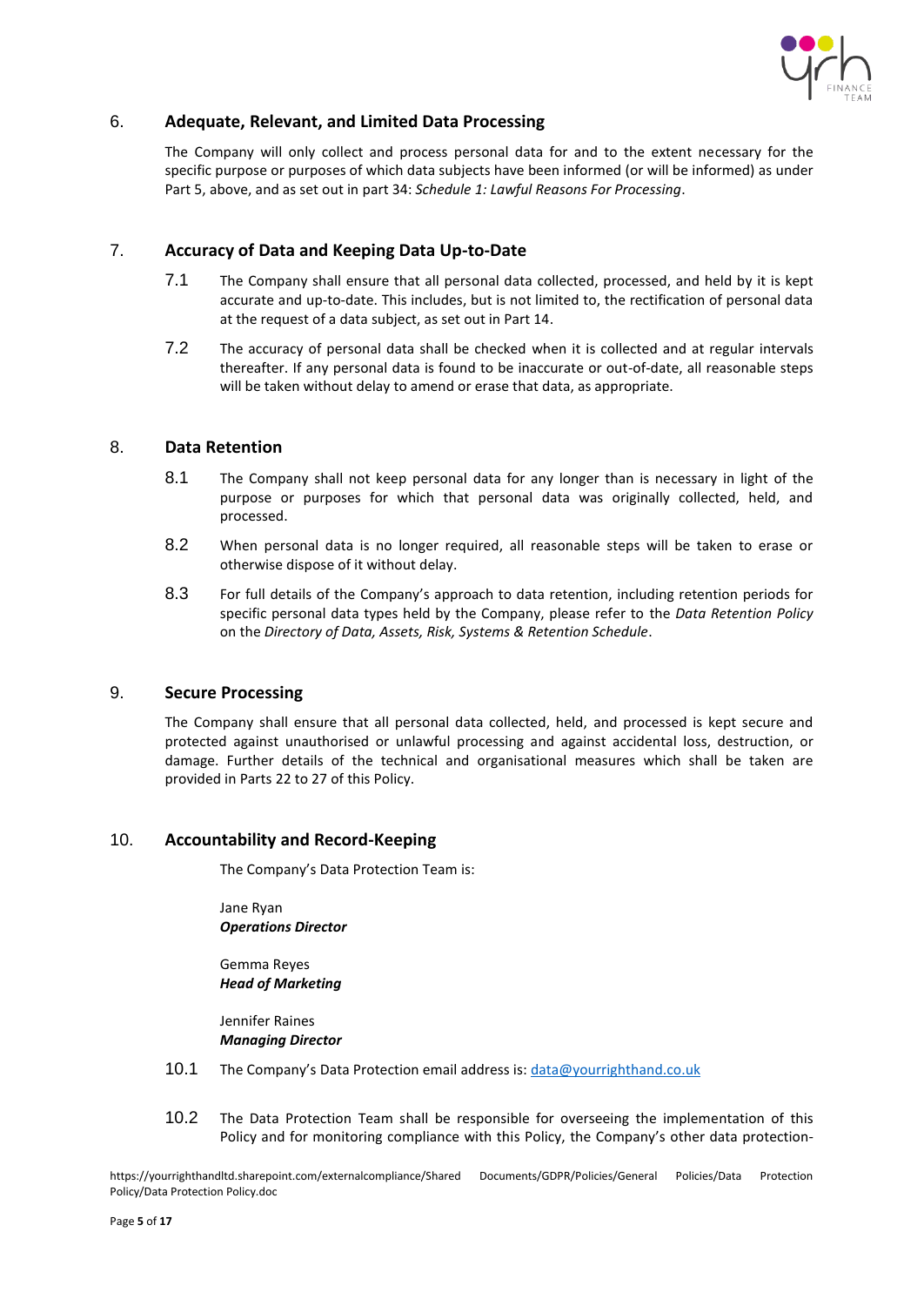## 6. Adequate, Relevant, and Limited Data Processing

The Company will only collect and process personal data for and to the extent necessary for the specific purpose or purposes of which data subjects have been informed (or will be informed) as under Part 5, above, and as set out in part 34: *Schedule 1: Lawful Reasons For Processing*.

## 7. Accuracy of Data and Keeping Data Up-to-Date

7.1 The Company shall ensure that all personal data collected, processed, and held by it is kept accurate and up-to-date. This includes, but is not limited to, the rectification of personal data at the request of a data subject, as set out in Part 14.

7.2 The accuracy of personal data shall be checked when it is collected and at regular intervals thereafter. If any personal data is found to be inaccurate or out-of-date, all reasonable steps will be taken without delay to amend or erase that data, as appropriate.

## 8. Data Retention

8.1 The Company shall not keep personal data for any longer than is necessary in light of the purpose or purposes for which that personal data was originally collected, held, and processed.

8.2 When personal data is no longer required, all reasonable steps will be taken to erase or otherwise dispose of it without delay.

8.3 For full details of the Company's approach to data retention, including retention periods for specific personal data types held by the Company, please refer to the *Data Retention Policy* on the *Directory of Data, Assets, Risk, Systems & Retention Schedule*.

## 9. Secure Processing

The Company shall ensure that all personal data collected, held, and processed is kept secure and protected against unauthorised or unlawful processing and against accidental loss, destruction, or damage. Further details of the technical and organisational measures which shall be taken are provided in Parts 22 to 27 of this Policy.

## 10. Accountability and Record-Keeping

The Company's Data Protection Team is:

Jane Ryan
***Operations Director***

Gemma Reyes
***Head of Marketing***

Jennifer Raines
***Managing Director***

10.1 The Company's Data Protection email address is: data@yourrighthand.co.uk

10.2 The Data Protection Team shall be responsible for overseeing the implementation of this Policy and for monitoring compliance with this Policy, the Company's other data protection-

https://yourrighthandltd.sharepoint.com/externalcompliance/Shared Documents/GDPR/Policies/General Policies/Data Protection Policy/Data Protection Policy.doc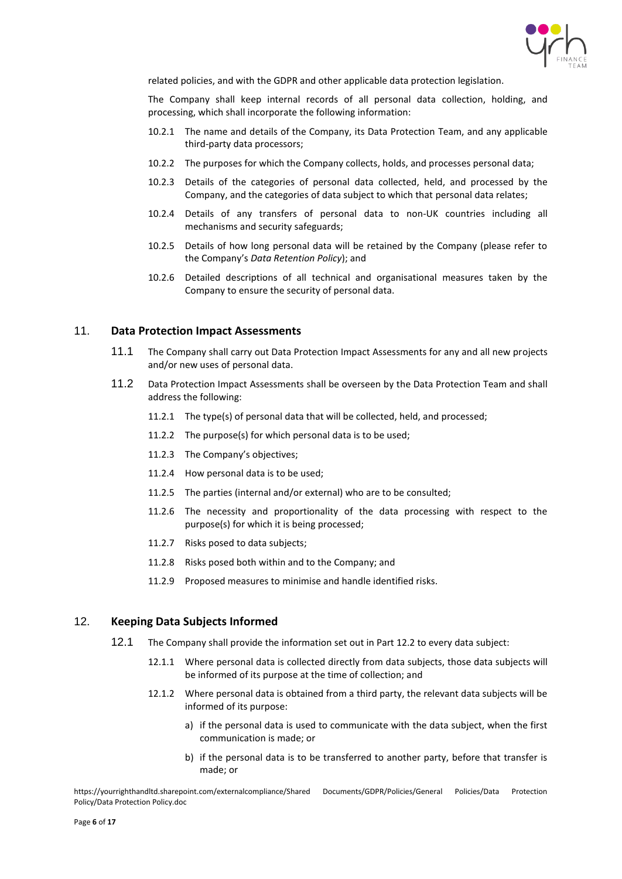related policies, and with the GDPR and other applicable data protection legislation.

The Company shall keep internal records of all personal data collection, holding, and processing, which shall incorporate the following information:

10.2.1 The name and details of the Company, its Data Protection Team, and any applicable third-party data processors;

10.2.2 The purposes for which the Company collects, holds, and processes personal data;

10.2.3 Details of the categories of personal data collected, held, and processed by the Company, and the categories of data subject to which that personal data relates;

10.2.4 Details of any transfers of personal data to non-UK countries including all mechanisms and security safeguards;

10.2.5 Details of how long personal data will be retained by the Company (please refer to the Company's *Data Retention Policy*); and

10.2.6 Detailed descriptions of all technical and organisational measures taken by the Company to ensure the security of personal data.

## 11. Data Protection Impact Assessments

11.1 The Company shall carry out Data Protection Impact Assessments for any and all new projects and/or new uses of personal data.

11.2 Data Protection Impact Assessments shall be overseen by the Data Protection Team and shall address the following:

11.2.1 The type(s) of personal data that will be collected, held, and processed;

11.2.2 The purpose(s) for which personal data is to be used;

11.2.3 The Company's objectives;

11.2.4 How personal data is to be used;

11.2.5 The parties (internal and/or external) who are to be consulted;

11.2.6 The necessity and proportionality of the data processing with respect to the purpose(s) for which it is being processed;

11.2.7 Risks posed to data subjects;

11.2.8 Risks posed both within and to the Company; and

11.2.9 Proposed measures to minimise and handle identified risks.

## 12. Keeping Data Subjects Informed

12.1 The Company shall provide the information set out in Part 12.2 to every data subject:

12.1.1 Where personal data is collected directly from data subjects, those data subjects will be informed of its purpose at the time of collection; and

12.1.2 Where personal data is obtained from a third party, the relevant data subjects will be informed of its purpose:

a) if the personal data is used to communicate with the data subject, when the first communication is made; or

b) if the personal data is to be transferred to another party, before that transfer is made; or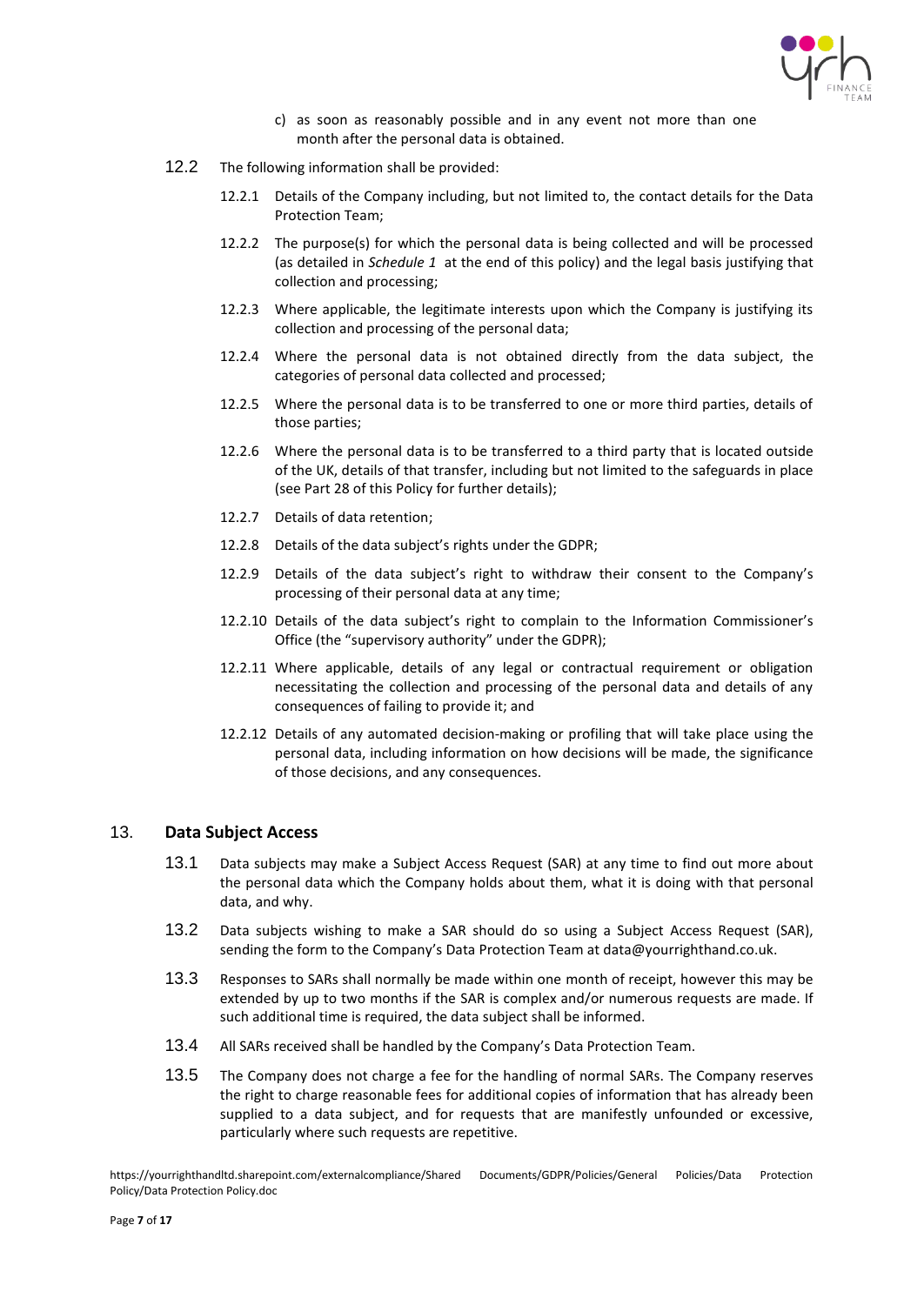c) as soon as reasonably possible and in any event not more than one month after the personal data is obtained.

12.2 The following information shall be provided:

12.2.1 Details of the Company including, but not limited to, the contact details for the Data Protection Team;

12.2.2 The purpose(s) for which the personal data is being collected and will be processed (as detailed in *Schedule 1* at the end of this policy) and the legal basis justifying that collection and processing;

12.2.3 Where applicable, the legitimate interests upon which the Company is justifying its collection and processing of the personal data;

12.2.4 Where the personal data is not obtained directly from the data subject, the categories of personal data collected and processed;

12.2.5 Where the personal data is to be transferred to one or more third parties, details of those parties;

12.2.6 Where the personal data is to be transferred to a third party that is located outside of the UK, details of that transfer, including but not limited to the safeguards in place (see Part 28 of this Policy for further details);

12.2.7 Details of data retention;

12.2.8 Details of the data subject's rights under the GDPR;

12.2.9 Details of the data subject's right to withdraw their consent to the Company's processing of their personal data at any time;

12.2.10 Details of the data subject's right to complain to the Information Commissioner's Office (the "supervisory authority" under the GDPR);

12.2.11 Where applicable, details of any legal or contractual requirement or obligation necessitating the collection and processing of the personal data and details of any consequences of failing to provide it; and

12.2.12 Details of any automated decision-making or profiling that will take place using the personal data, including information on how decisions will be made, the significance of those decisions, and any consequences.

## 13. Data Subject Access

13.1 Data subjects may make a Subject Access Request (SAR) at any time to find out more about the personal data which the Company holds about them, what it is doing with that personal data, and why.

13.2 Data subjects wishing to make a SAR should do so using a Subject Access Request (SAR), sending the form to the Company's Data Protection Team at data@yourrighthand.co.uk.

13.3 Responses to SARs shall normally be made within one month of receipt, however this may be extended by up to two months if the SAR is complex and/or numerous requests are made. If such additional time is required, the data subject shall be informed.

13.4 All SARs received shall be handled by the Company's Data Protection Team.

13.5 The Company does not charge a fee for the handling of normal SARs. The Company reserves the right to charge reasonable fees for additional copies of information that has already been supplied to a data subject, and for requests that are manifestly unfounded or excessive, particularly where such requests are repetitive.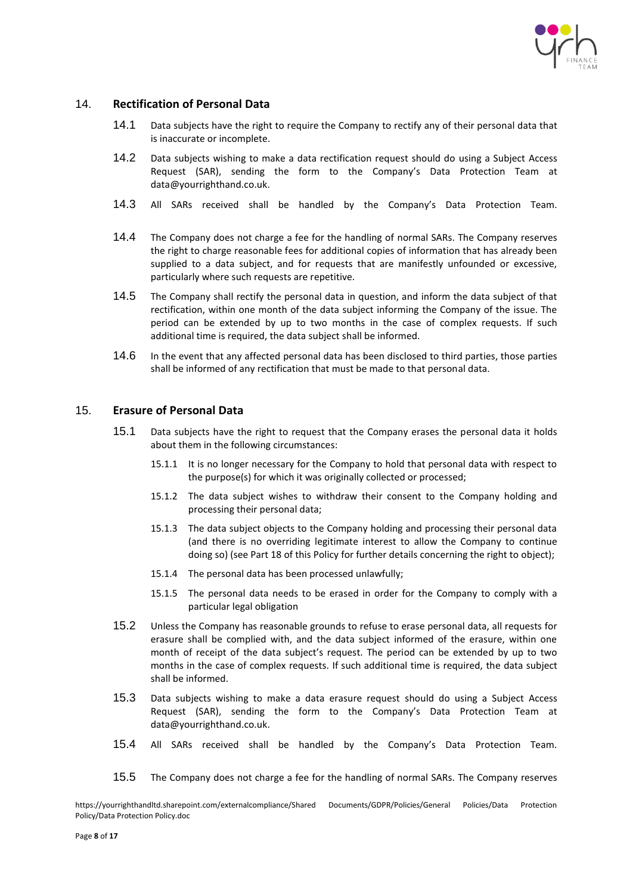## 14. Rectification of Personal Data

14.1 Data subjects have the right to require the Company to rectify any of their personal data that is inaccurate or incomplete.

14.2 Data subjects wishing to make a data rectification request should do using a Subject Access Request (SAR), sending the form to the Company's Data Protection Team at data@yourrighthand.co.uk.

14.3 All SARs received shall be handled by the Company's Data Protection Team.

14.4 The Company does not charge a fee for the handling of normal SARs. The Company reserves the right to charge reasonable fees for additional copies of information that has already been supplied to a data subject, and for requests that are manifestly unfounded or excessive, particularly where such requests are repetitive.

14.5 The Company shall rectify the personal data in question, and inform the data subject of that rectification, within one month of the data subject informing the Company of the issue. The period can be extended by up to two months in the case of complex requests. If such additional time is required, the data subject shall be informed.

14.6 In the event that any affected personal data has been disclosed to third parties, those parties shall be informed of any rectification that must be made to that personal data.

## 15. Erasure of Personal Data

15.1 Data subjects have the right to request that the Company erases the personal data it holds about them in the following circumstances:

15.1.1 It is no longer necessary for the Company to hold that personal data with respect to the purpose(s) for which it was originally collected or processed;

15.1.2 The data subject wishes to withdraw their consent to the Company holding and processing their personal data;

15.1.3 The data subject objects to the Company holding and processing their personal data (and there is no overriding legitimate interest to allow the Company to continue doing so) (see Part 18 of this Policy for further details concerning the right to object);

15.1.4 The personal data has been processed unlawfully;

15.1.5 The personal data needs to be erased in order for the Company to comply with a particular legal obligation

15.2 Unless the Company has reasonable grounds to refuse to erase personal data, all requests for erasure shall be complied with, and the data subject informed of the erasure, within one month of receipt of the data subject's request. The period can be extended by up to two months in the case of complex requests. If such additional time is required, the data subject shall be informed.

15.3 Data subjects wishing to make a data erasure request should do using a Subject Access Request (SAR), sending the form to the Company's Data Protection Team at data@yourrighthand.co.uk.

15.4 All SARs received shall be handled by the Company's Data Protection Team.

15.5 The Company does not charge a fee for the handling of normal SARs. The Company reserves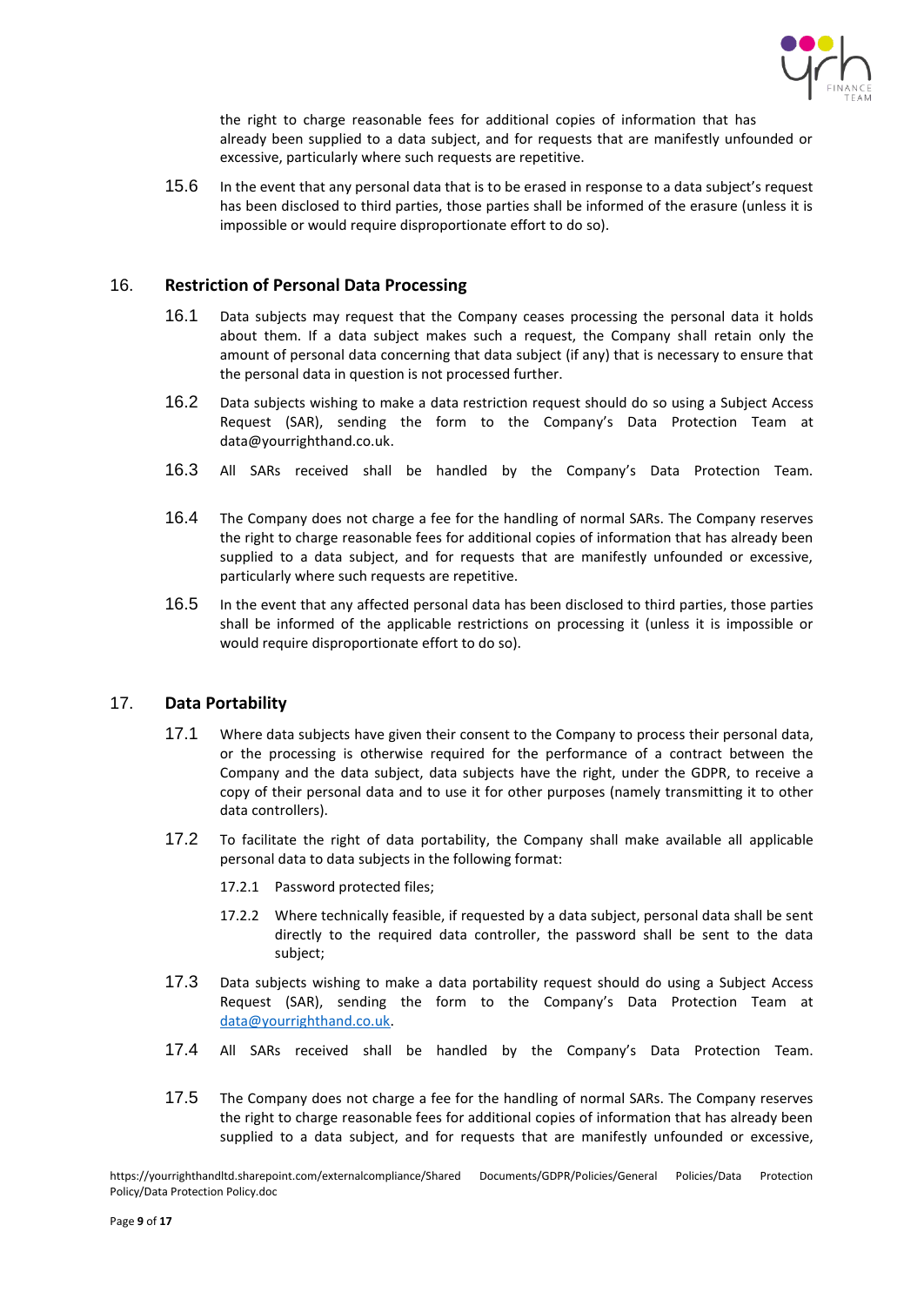the right to charge reasonable fees for additional copies of information that has already been supplied to a data subject, and for requests that are manifestly unfounded or excessive, particularly where such requests are repetitive.

15.6 In the event that any personal data that is to be erased in response to a data subject's request has been disclosed to third parties, those parties shall be informed of the erasure (unless it is impossible or would require disproportionate effort to do so).

## 16. Restriction of Personal Data Processing

16.1 Data subjects may request that the Company ceases processing the personal data it holds about them. If a data subject makes such a request, the Company shall retain only the amount of personal data concerning that data subject (if any) that is necessary to ensure that the personal data in question is not processed further.

16.2 Data subjects wishing to make a data restriction request should do so using a Subject Access Request (SAR), sending the form to the Company's Data Protection Team at data@yourrighthand.co.uk.

16.3 All SARs received shall be handled by the Company's Data Protection Team.

16.4 The Company does not charge a fee for the handling of normal SARs. The Company reserves the right to charge reasonable fees for additional copies of information that has already been supplied to a data subject, and for requests that are manifestly unfounded or excessive, particularly where such requests are repetitive.

16.5 In the event that any affected personal data has been disclosed to third parties, those parties shall be informed of the applicable restrictions on processing it (unless it is impossible or would require disproportionate effort to do so).

## 17. Data Portability

17.1 Where data subjects have given their consent to the Company to process their personal data, or the processing is otherwise required for the performance of a contract between the Company and the data subject, data subjects have the right, under the GDPR, to receive a copy of their personal data and to use it for other purposes (namely transmitting it to other data controllers).

17.2 To facilitate the right of data portability, the Company shall make available all applicable personal data to data subjects in the following format:

17.2.1 Password protected files;

17.2.2 Where technically feasible, if requested by a data subject, personal data shall be sent directly to the required data controller, the password shall be sent to the data subject;

17.3 Data subjects wishing to make a data portability request should do using a Subject Access Request (SAR), sending the form to the Company's Data Protection Team at data@yourrighthand.co.uk.

17.4 All SARs received shall be handled by the Company's Data Protection Team.

17.5 The Company does not charge a fee for the handling of normal SARs. The Company reserves the right to charge reasonable fees for additional copies of information that has already been supplied to a data subject, and for requests that are manifestly unfounded or excessive,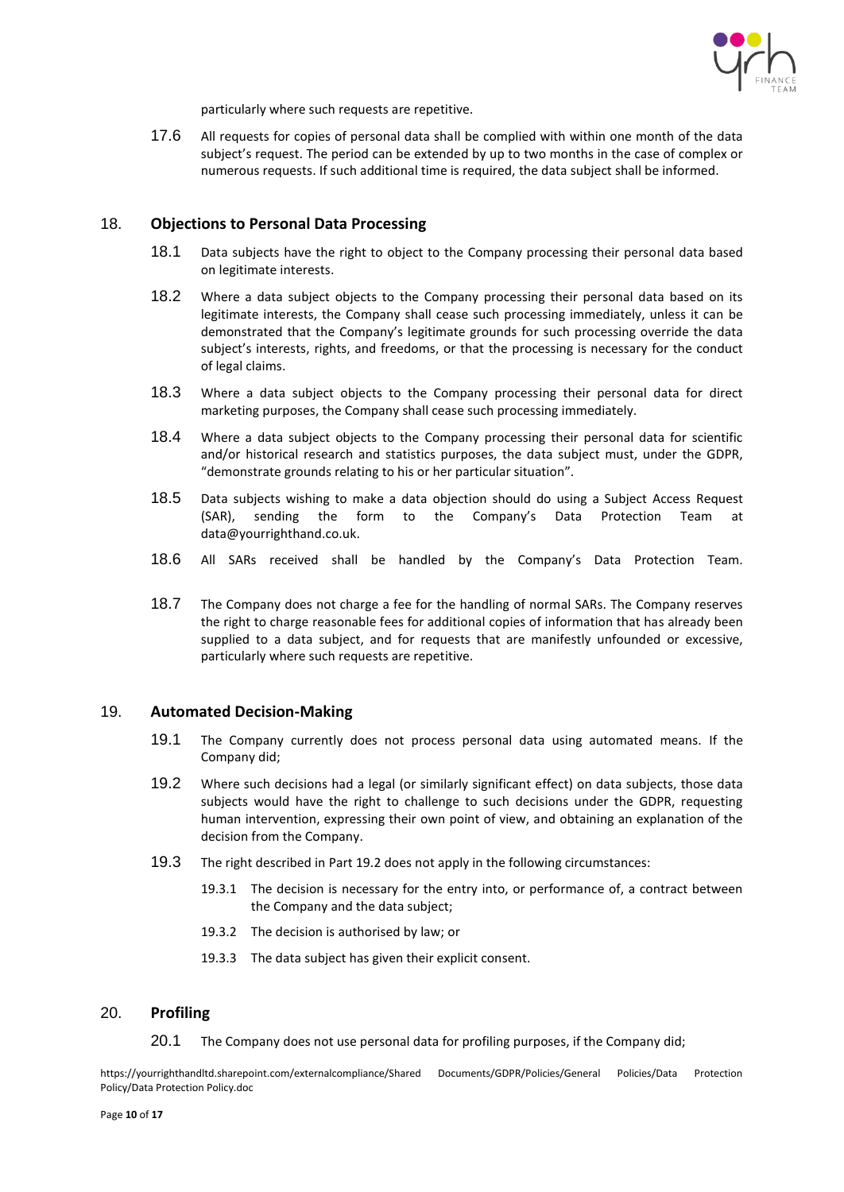particularly where such requests are repetitive.

17.6 All requests for copies of personal data shall be complied with within one month of the data subject's request. The period can be extended by up to two months in the case of complex or numerous requests. If such additional time is required, the data subject shall be informed.

## 18. Objections to Personal Data Processing

18.1 Data subjects have the right to object to the Company processing their personal data based on legitimate interests.

18.2 Where a data subject objects to the Company processing their personal data based on its legitimate interests, the Company shall cease such processing immediately, unless it can be demonstrated that the Company's legitimate grounds for such processing override the data subject's interests, rights, and freedoms, or that the processing is necessary for the conduct of legal claims.

18.3 Where a data subject objects to the Company processing their personal data for direct marketing purposes, the Company shall cease such processing immediately.

18.4 Where a data subject objects to the Company processing their personal data for scientific and/or historical research and statistics purposes, the data subject must, under the GDPR, "demonstrate grounds relating to his or her particular situation".

18.5 Data subjects wishing to make a data objection should do using a Subject Access Request (SAR), sending the form to the Company's Data Protection Team at data@yourrighthand.co.uk.

18.6 All SARs received shall be handled by the Company's Data Protection Team.

18.7 The Company does not charge a fee for the handling of normal SARs. The Company reserves the right to charge reasonable fees for additional copies of information that has already been supplied to a data subject, and for requests that are manifestly unfounded or excessive, particularly where such requests are repetitive.

## 19. Automated Decision-Making

19.1 The Company currently does not process personal data using automated means. If the Company did;

19.2 Where such decisions had a legal (or similarly significant effect) on data subjects, those data subjects would have the right to challenge to such decisions under the GDPR, requesting human intervention, expressing their own point of view, and obtaining an explanation of the decision from the Company.

19.3 The right described in Part 19.2 does not apply in the following circumstances:

- 19.3.1 The decision is necessary for the entry into, or performance of, a contract between the Company and the data subject;
- 19.3.2 The decision is authorised by law; or
- 19.3.3 The data subject has given their explicit consent.

## 20. Profiling

20.1 The Company does not use personal data for profiling purposes, if the Company did;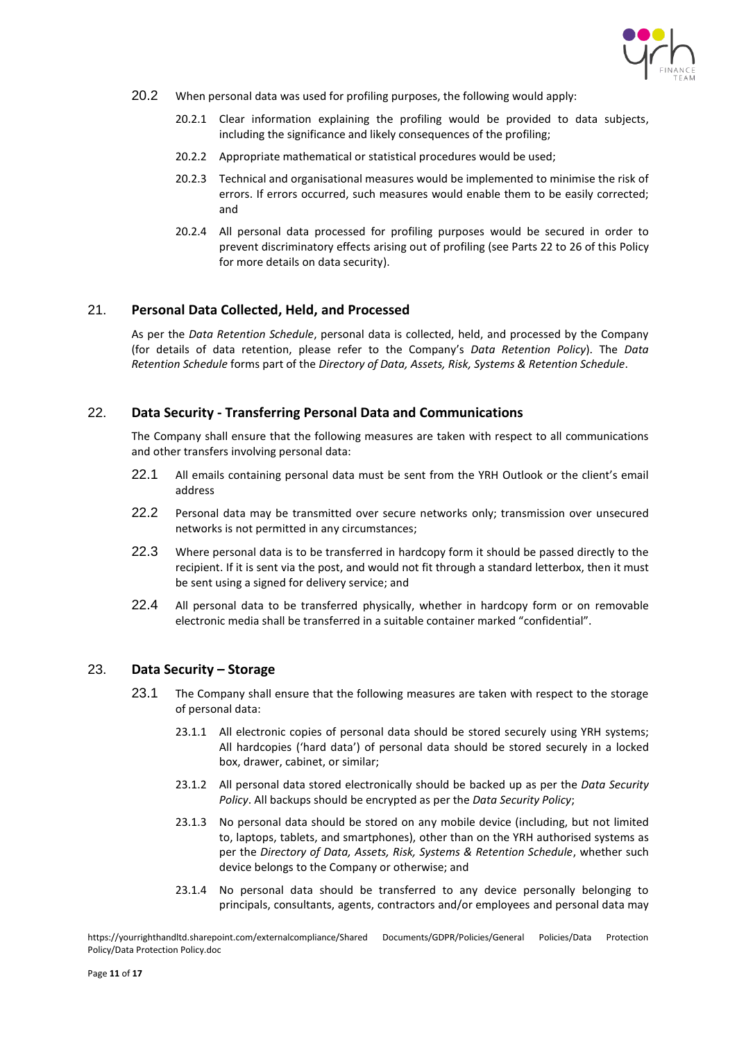20.2 When personal data was used for profiling purposes, the following would apply:

20.2.1 Clear information explaining the profiling would be provided to data subjects, including the significance and likely consequences of the profiling;

20.2.2 Appropriate mathematical or statistical procedures would be used;

20.2.3 Technical and organisational measures would be implemented to minimise the risk of errors. If errors occurred, such measures would enable them to be easily corrected; and

20.2.4 All personal data processed for profiling purposes would be secured in order to prevent discriminatory effects arising out of profiling (see Parts 22 to 26 of this Policy for more details on data security).

## 21. Personal Data Collected, Held, and Processed

As per the *Data Retention Schedule*, personal data is collected, held, and processed by the Company (for details of data retention, please refer to the Company's *Data Retention Policy*). The *Data Retention Schedule* forms part of the *Directory of Data, Assets, Risk, Systems & Retention Schedule*.

## 22. Data Security - Transferring Personal Data and Communications

The Company shall ensure that the following measures are taken with respect to all communications and other transfers involving personal data:

22.1 All emails containing personal data must be sent from the YRH Outlook or the client's email address

22.2 Personal data may be transmitted over secure networks only; transmission over unsecured networks is not permitted in any circumstances;

22.3 Where personal data is to be transferred in hardcopy form it should be passed directly to the recipient. If it is sent via the post, and would not fit through a standard letterbox, then it must be sent using a signed for delivery service; and

22.4 All personal data to be transferred physically, whether in hardcopy form or on removable electronic media shall be transferred in a suitable container marked "confidential".

## 23. Data Security – Storage

23.1 The Company shall ensure that the following measures are taken with respect to the storage of personal data:

23.1.1 All electronic copies of personal data should be stored securely using YRH systems; All hardcopies ('hard data') of personal data should be stored securely in a locked box, drawer, cabinet, or similar;

23.1.2 All personal data stored electronically should be backed up as per the *Data Security Policy*. All backups should be encrypted as per the *Data Security Policy*;

23.1.3 No personal data should be stored on any mobile device (including, but not limited to, laptops, tablets, and smartphones), other than on the YRH authorised systems as per the *Directory of Data, Assets, Risk, Systems & Retention Schedule*, whether such device belongs to the Company or otherwise; and

23.1.4 No personal data should be transferred to any device personally belonging to principals, consultants, agents, contractors and/or employees and personal data may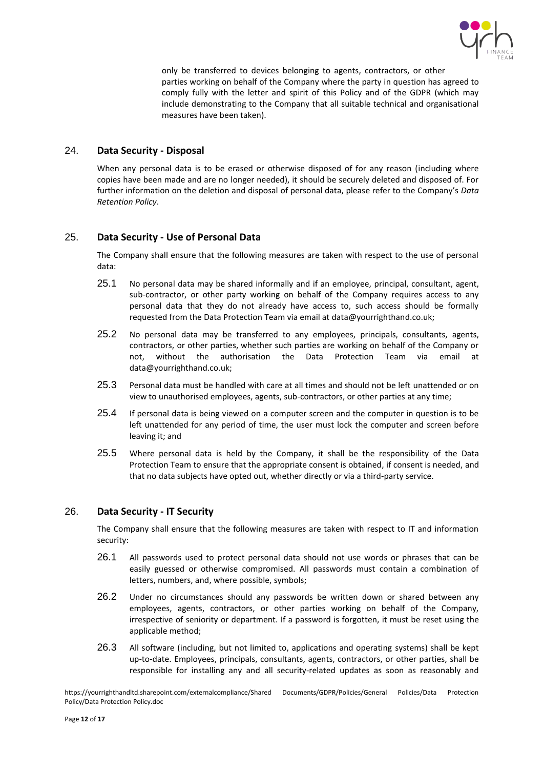only be transferred to devices belonging to agents, contractors, or other parties working on behalf of the Company where the party in question has agreed to comply fully with the letter and spirit of this Policy and of the GDPR (which may include demonstrating to the Company that all suitable technical and organisational measures have been taken).

## 24. Data Security - Disposal

When any personal data is to be erased or otherwise disposed of for any reason (including where copies have been made and are no longer needed), it should be securely deleted and disposed of. For further information on the deletion and disposal of personal data, please refer to the Company's *Data Retention Policy*.

## 25. Data Security - Use of Personal Data

The Company shall ensure that the following measures are taken with respect to the use of personal data:

25.1 No personal data may be shared informally and if an employee, principal, consultant, agent, sub-contractor, or other party working on behalf of the Company requires access to any personal data that they do not already have access to, such access should be formally requested from the Data Protection Team via email at data@yourrighthand.co.uk;

25.2 No personal data may be transferred to any employees, principals, consultants, agents, contractors, or other parties, whether such parties are working on behalf of the Company or not, without the authorisation the Data Protection Team via email at data@yourrighthand.co.uk;

25.3 Personal data must be handled with care at all times and should not be left unattended or on view to unauthorised employees, agents, sub-contractors, or other parties at any time;

25.4 If personal data is being viewed on a computer screen and the computer in question is to be left unattended for any period of time, the user must lock the computer and screen before leaving it; and

25.5 Where personal data is held by the Company, it shall be the responsibility of the Data Protection Team to ensure that the appropriate consent is obtained, if consent is needed, and that no data subjects have opted out, whether directly or via a third-party service.

## 26. Data Security - IT Security

The Company shall ensure that the following measures are taken with respect to IT and information security:

26.1 All passwords used to protect personal data should not use words or phrases that can be easily guessed or otherwise compromised. All passwords must contain a combination of letters, numbers, and, where possible, symbols;

26.2 Under no circumstances should any passwords be written down or shared between any employees, agents, contractors, or other parties working on behalf of the Company, irrespective of seniority or department. If a password is forgotten, it must be reset using the applicable method;

26.3 All software (including, but not limited to, applications and operating systems) shall be kept up-to-date. Employees, principals, consultants, agents, contractors, or other parties, shall be responsible for installing any and all security-related updates as soon as reasonably and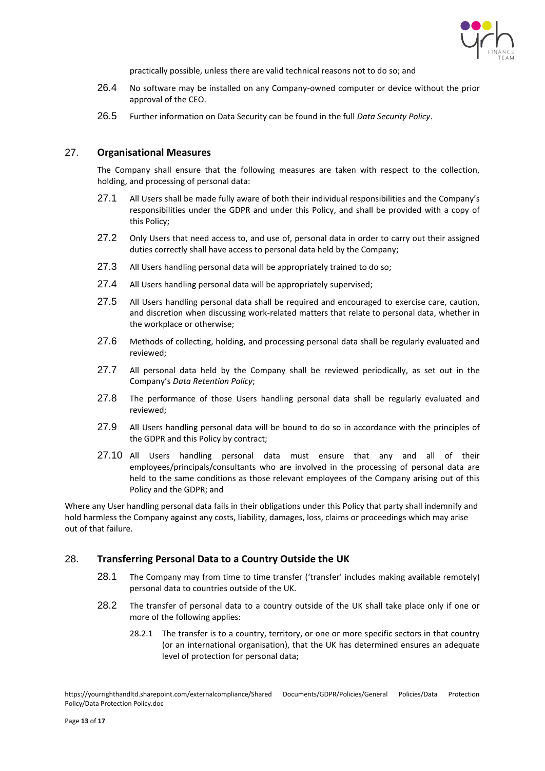practically possible, unless there are valid technical reasons not to do so; and

26.4 No software may be installed on any Company-owned computer or device without the prior approval of the CEO.

26.5 Further information on Data Security can be found in the full *Data Security Policy*.

## 27. **Organisational Measures**

The Company shall ensure that the following measures are taken with respect to the collection, holding, and processing of personal data:

27.1 All Users shall be made fully aware of both their individual responsibilities and the Company's responsibilities under the GDPR and under this Policy, and shall be provided with a copy of this Policy;

27.2 Only Users that need access to, and use of, personal data in order to carry out their assigned duties correctly shall have access to personal data held by the Company;

27.3 All Users handling personal data will be appropriately trained to do so;

27.4 All Users handling personal data will be appropriately supervised;

27.5 All Users handling personal data shall be required and encouraged to exercise care, caution, and discretion when discussing work-related matters that relate to personal data, whether in the workplace or otherwise;

27.6 Methods of collecting, holding, and processing personal data shall be regularly evaluated and reviewed;

27.7 All personal data held by the Company shall be reviewed periodically, as set out in the Company's *Data Retention Policy*;

27.8 The performance of those Users handling personal data shall be regularly evaluated and reviewed;

27.9 All Users handling personal data will be bound to do so in accordance with the principles of the GDPR and this Policy by contract;

27.10 All Users handling personal data must ensure that any and all of their employees/principals/consultants who are involved in the processing of personal data are held to the same conditions as those relevant employees of the Company arising out of this Policy and the GDPR; and

Where any User handling personal data fails in their obligations under this Policy that party shall indemnify and hold harmless the Company against any costs, liability, damages, loss, claims or proceedings which may arise out of that failure.

## 28. **Transferring Personal Data to a Country Outside the UK**

28.1 The Company may from time to time transfer ('transfer' includes making available remotely) personal data to countries outside of the UK.

28.2 The transfer of personal data to a country outside of the UK shall take place only if one or more of the following applies:

28.2.1 The transfer is to a country, territory, or one or more specific sectors in that country (or an international organisation), that the UK has determined ensures an adequate level of protection for personal data;

https://yourrighthandltd.sharepoint.com/externalcompliance/Shared Documents/GDPR/Policies/General Policies/Data Protection Policy/Data Protection Policy.doc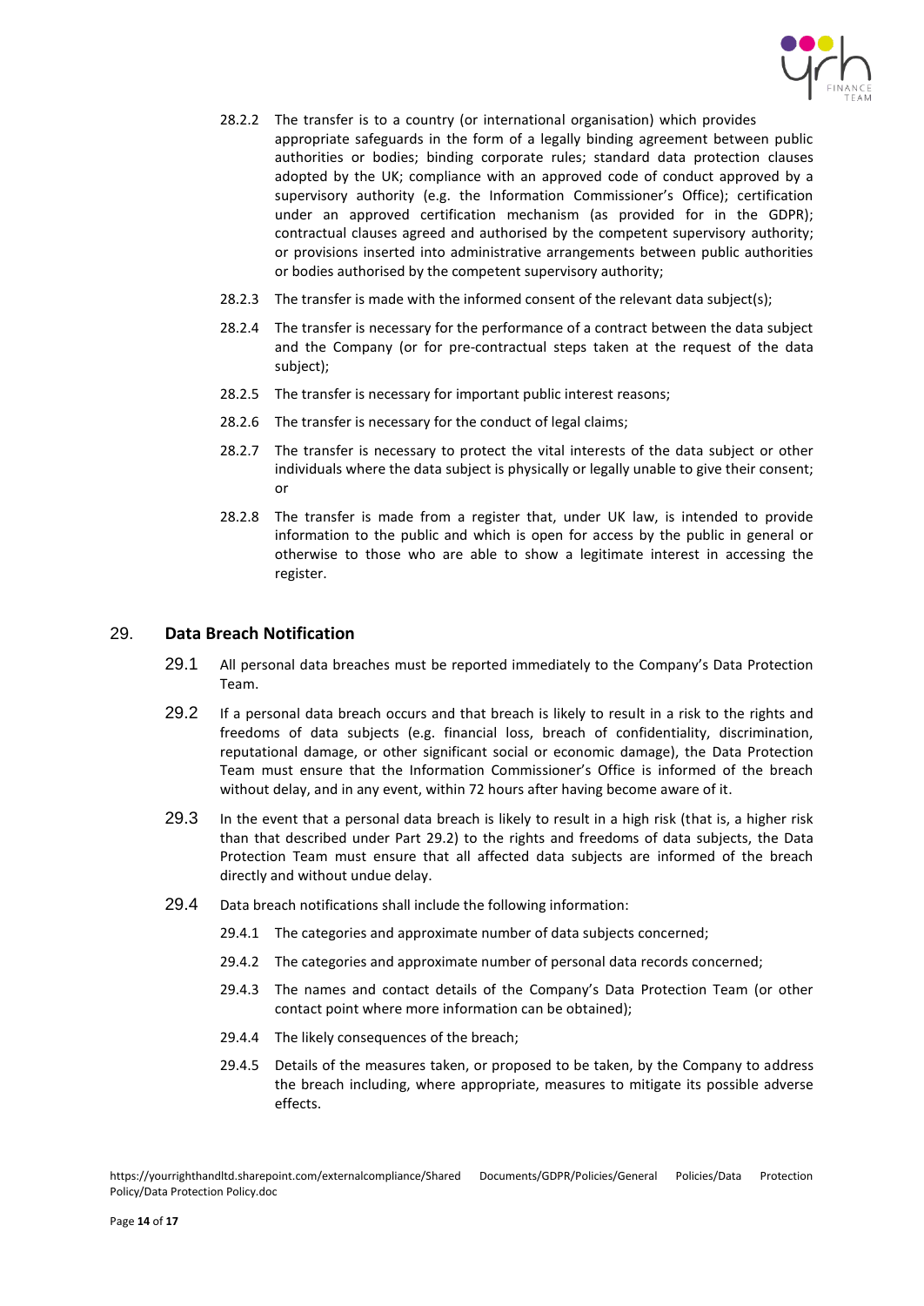28.2.2 The transfer is to a country (or international organisation) which provides appropriate safeguards in the form of a legally binding agreement between public authorities or bodies; binding corporate rules; standard data protection clauses adopted by the UK; compliance with an approved code of conduct approved by a supervisory authority (e.g. the Information Commissioner's Office); certification under an approved certification mechanism (as provided for in the GDPR); contractual clauses agreed and authorised by the competent supervisory authority; or provisions inserted into administrative arrangements between public authorities or bodies authorised by the competent supervisory authority;

28.2.3 The transfer is made with the informed consent of the relevant data subject(s);

28.2.4 The transfer is necessary for the performance of a contract between the data subject and the Company (or for pre-contractual steps taken at the request of the data subject);

28.2.5 The transfer is necessary for important public interest reasons;

28.2.6 The transfer is necessary for the conduct of legal claims;

28.2.7 The transfer is necessary to protect the vital interests of the data subject or other individuals where the data subject is physically or legally unable to give their consent; or

28.2.8 The transfer is made from a register that, under UK law, is intended to provide information to the public and which is open for access by the public in general or otherwise to those who are able to show a legitimate interest in accessing the register.

## 29. Data Breach Notification

29.1 All personal data breaches must be reported immediately to the Company's Data Protection Team.

29.2 If a personal data breach occurs and that breach is likely to result in a risk to the rights and freedoms of data subjects (e.g. financial loss, breach of confidentiality, discrimination, reputational damage, or other significant social or economic damage), the Data Protection Team must ensure that the Information Commissioner's Office is informed of the breach without delay, and in any event, within 72 hours after having become aware of it.

29.3 In the event that a personal data breach is likely to result in a high risk (that is, a higher risk than that described under Part 29.2) to the rights and freedoms of data subjects, the Data Protection Team must ensure that all affected data subjects are informed of the breach directly and without undue delay.

29.4 Data breach notifications shall include the following information:

29.4.1 The categories and approximate number of data subjects concerned;

29.4.2 The categories and approximate number of personal data records concerned;

29.4.3 The names and contact details of the Company's Data Protection Team (or other contact point where more information can be obtained);

29.4.4 The likely consequences of the breach;

29.4.5 Details of the measures taken, or proposed to be taken, by the Company to address the breach including, where appropriate, measures to mitigate its possible adverse effects.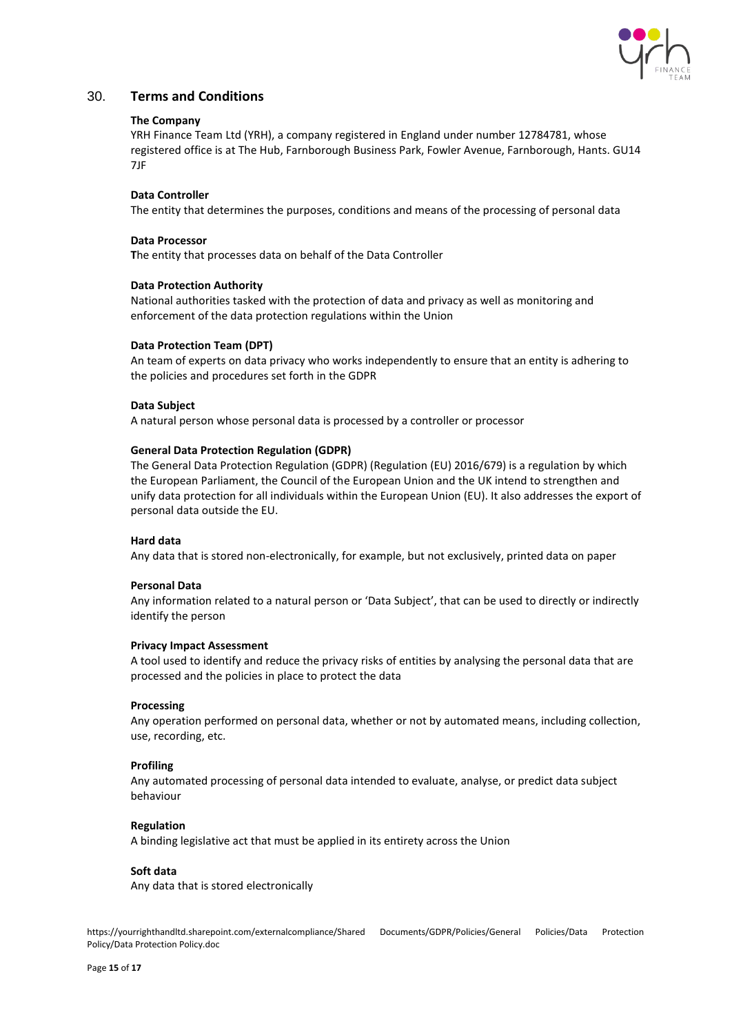## 30. Terms and Conditions

**The Company**

YRH Finance Team Ltd (YRH), a company registered in England under number 12784781, whose registered office is at The Hub, Farnborough Business Park, Fowler Avenue, Farnborough, Hants. GU14 7JF

**Data Controller**

The entity that determines the purposes, conditions and means of the processing of personal data

**Data Processor**

The entity that processes data on behalf of the Data Controller

**Data Protection Authority**

National authorities tasked with the protection of data and privacy as well as monitoring and enforcement of the data protection regulations within the Union

**Data Protection Team (DPT)**

An team of experts on data privacy who works independently to ensure that an entity is adhering to the policies and procedures set forth in the GDPR

**Data Subject**

A natural person whose personal data is processed by a controller or processor

**General Data Protection Regulation (GDPR)**

The General Data Protection Regulation (GDPR) (Regulation (EU) 2016/679) is a regulation by which the European Parliament, the Council of the European Union and the UK intend to strengthen and unify data protection for all individuals within the European Union (EU). It also addresses the export of personal data outside the EU.

**Hard data**

Any data that is stored non-electronically, for example, but not exclusively, printed data on paper

**Personal Data**

Any information related to a natural person or 'Data Subject', that can be used to directly or indirectly identify the person

**Privacy Impact Assessment**

A tool used to identify and reduce the privacy risks of entities by analysing the personal data that are processed and the policies in place to protect the data

**Processing**

Any operation performed on personal data, whether or not by automated means, including collection, use, recording, etc.

**Profiling**

Any automated processing of personal data intended to evaluate, analyse, or predict data subject behaviour

**Regulation**

A binding legislative act that must be applied in its entirety across the Union

**Soft data**

Any data that is stored electronically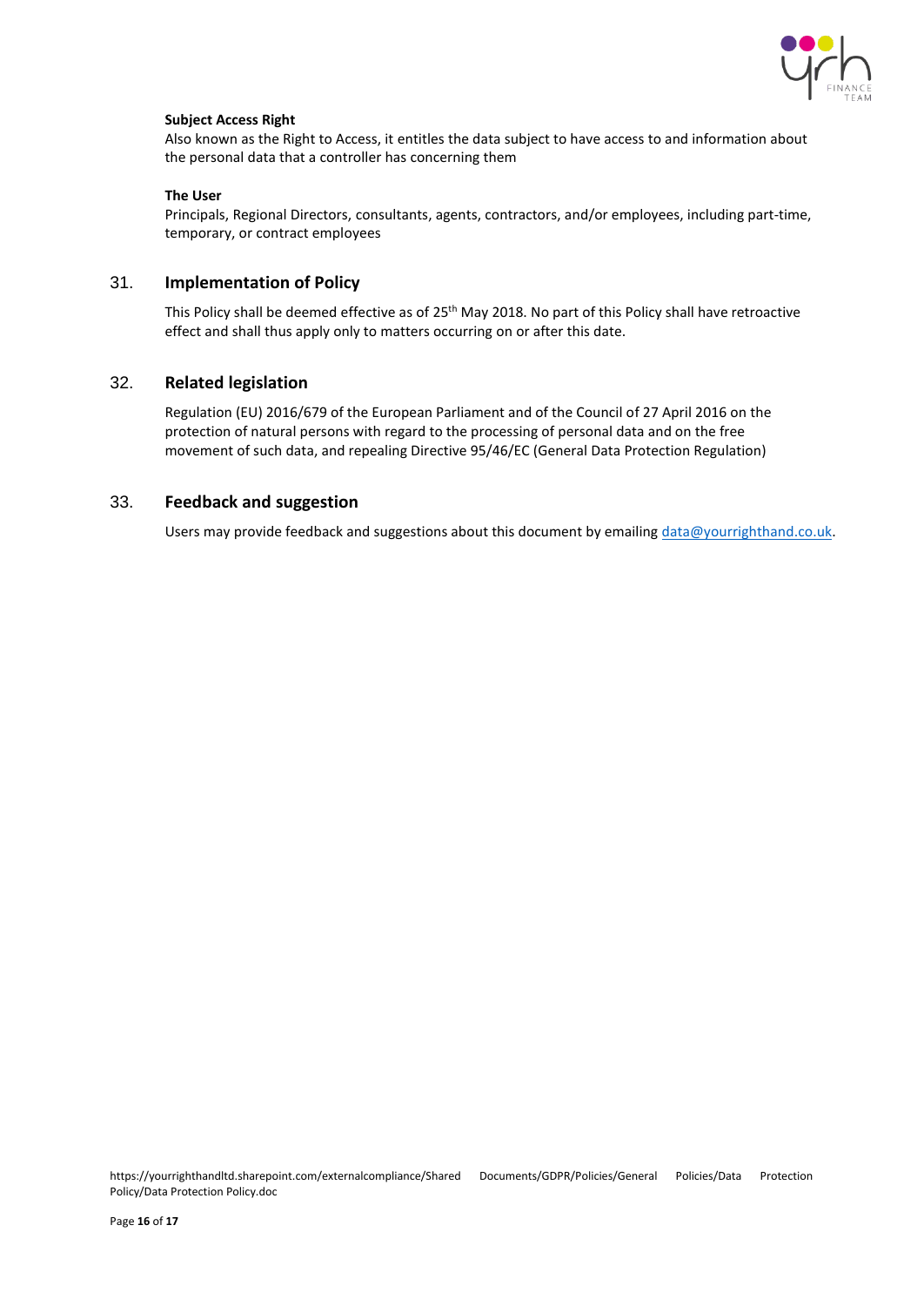**Subject Access Right**

Also known as the Right to Access, it entitles the data subject to have access to and information about the personal data that a controller has concerning them

**The User**

Principals, Regional Directors, consultants, agents, contractors, and/or employees, including part-time, temporary, or contract employees

## 31. Implementation of Policy

This Policy shall be deemed effective as of 25th May 2018. No part of this Policy shall have retroactive effect and shall thus apply only to matters occurring on or after this date.

## 32. Related legislation

Regulation (EU) 2016/679 of the European Parliament and of the Council of 27 April 2016 on the protection of natural persons with regard to the processing of personal data and on the free movement of such data, and repealing Directive 95/46/EC (General Data Protection Regulation)

## 33. Feedback and suggestion

Users may provide feedback and suggestions about this document by emailing data@yourrighthand.co.uk.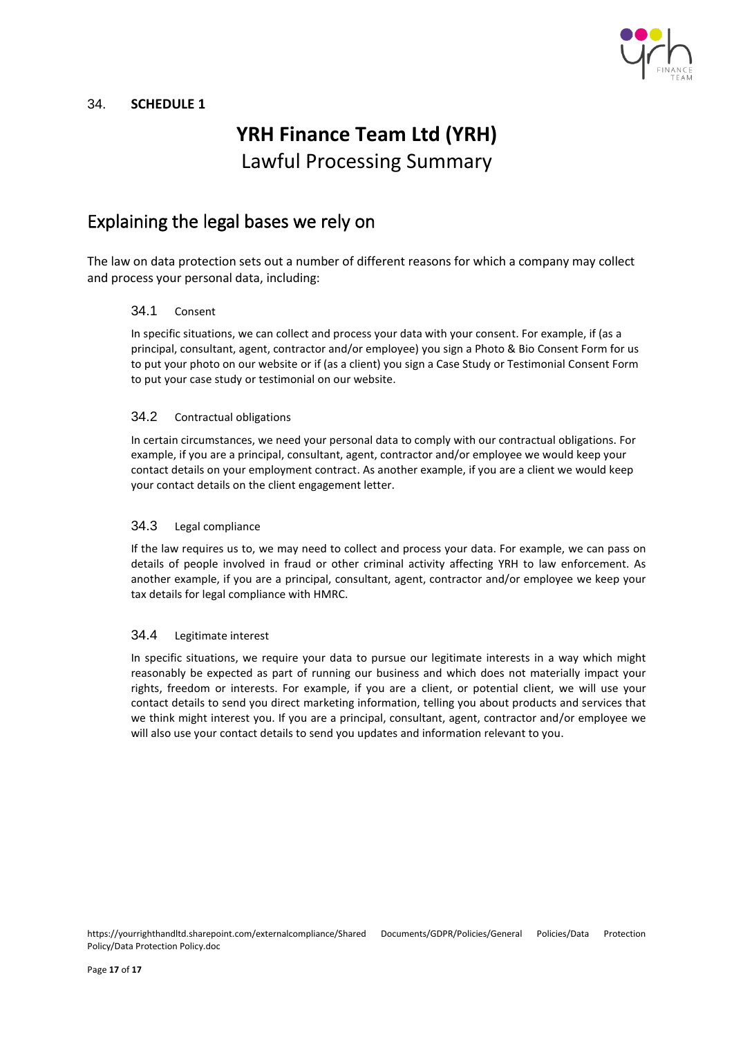34. **SCHEDULE 1**

# YRH Finance Team Ltd (YRH)

Lawful Processing Summary

## Explaining the legal bases we rely on

The law on data protection sets out a number of different reasons for which a company may collect and process your personal data, including:

### 34.1 Consent

In specific situations, we can collect and process your data with your consent. For example, if (as a principal, consultant, agent, contractor and/or employee) you sign a Photo & Bio Consent Form for us to put your photo on our website or if (as a client) you sign a Case Study or Testimonial Consent Form to put your case study or testimonial on our website.

### 34.2 Contractual obligations

In certain circumstances, we need your personal data to comply with our contractual obligations. For example, if you are a principal, consultant, agent, contractor and/or employee we would keep your contact details on your employment contract. As another example, if you are a client we would keep your contact details on the client engagement letter.

### 34.3 Legal compliance

If the law requires us to, we may need to collect and process your data. For example, we can pass on details of people involved in fraud or other criminal activity affecting YRH to law enforcement. As another example, if you are a principal, consultant, agent, contractor and/or employee we keep your tax details for legal compliance with HMRC.

### 34.4 Legitimate interest

In specific situations, we require your data to pursue our legitimate interests in a way which might reasonably be expected as part of running our business and which does not materially impact your rights, freedom or interests. For example, if you are a client, or potential client, we will use your contact details to send you direct marketing information, telling you about products and services that we think might interest you. If you are a principal, consultant, agent, contractor and/or employee we will also use your contact details to send you updates and information relevant to you.